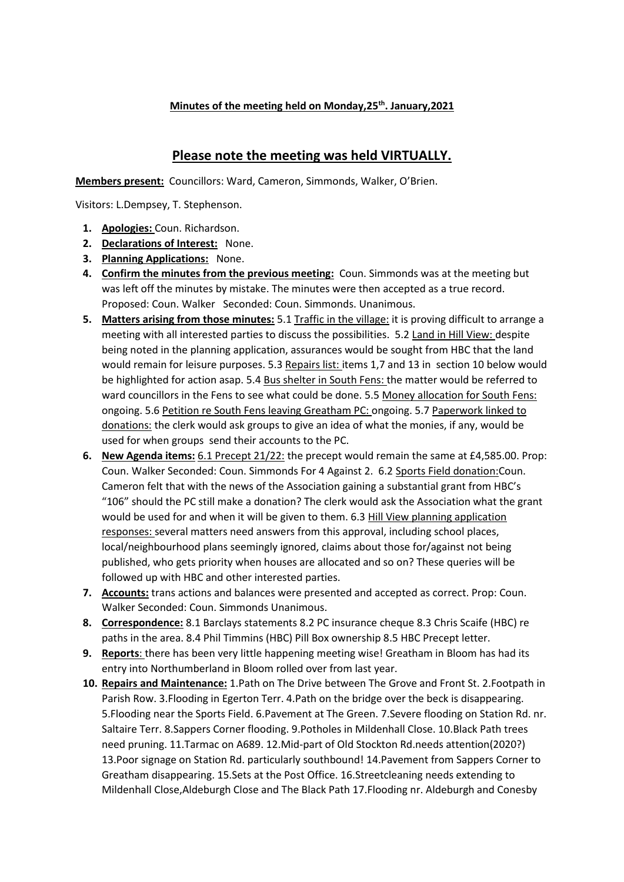**Minutes of the meeting held on Monday,25th. January,2021**

## Please note the meeting was held VIRTUALLY.

**Members present:** Councillors: Ward, Cameron, Simmonds, Walker, O'Brien.

Visitors: L.Dempsey, T. Stephenson.

1. **Apologies:** Coun. Richardson.
2. **Declarations of Interest:** None.
3. **Planning Applications:** None.
4. **Confirm the minutes from the previous meeting:** Coun. Simmonds was at the meeting but was left off the minutes by mistake. The minutes were then accepted as a true record. Proposed: Coun. Walker Seconded: Coun. Simmonds. Unanimous.
5. **Matters arising from those minutes:** 5.1 Traffic in the village: it is proving difficult to arrange a meeting with all interested parties to discuss the possibilities. 5.2 Land in Hill View: despite being noted in the planning application, assurances would be sought from HBC that the land would remain for leisure purposes. 5.3 Repairs list: items 1,7 and 13 in section 10 below would be highlighted for action asap. 5.4 Bus shelter in South Fens: the matter would be referred to ward councillors in the Fens to see what could be done. 5.5 Money allocation for South Fens: ongoing. 5.6 Petition re South Fens leaving Greatham PC: ongoing. 5.7 Paperwork linked to donations: the clerk would ask groups to give an idea of what the monies, if any, would be used for when groups send their accounts to the PC.
6. **New Agenda items:** 6.1 Precept 21/22: the precept would remain the same at £4,585.00. Prop: Coun. Walker Seconded: Coun. Simmonds For 4 Against 2. 6.2 Sports Field donation:Coun. Cameron felt that with the news of the Association gaining a substantial grant from HBC's "106" should the PC still make a donation? The clerk would ask the Association what the grant would be used for and when it will be given to them. 6.3 Hill View planning application responses: several matters need answers from this approval, including school places, local/neighbourhood plans seemingly ignored, claims about those for/against not being published, who gets priority when houses are allocated and so on? These queries will be followed up with HBC and other interested parties.
7. **Accounts:** trans actions and balances were presented and accepted as correct. Prop: Coun. Walker Seconded: Coun. Simmonds Unanimous.
8. **Correspondence:** 8.1 Barclays statements 8.2 PC insurance cheque 8.3 Chris Scaife (HBC) re paths in the area. 8.4 Phil Timmins (HBC) Pill Box ownership 8.5 HBC Precept letter.
9. **Reports**: there has been very little happening meeting wise! Greatham in Bloom has had its entry into Northumberland in Bloom rolled over from last year.
10. **Repairs and Maintenance:** 1.Path on The Drive between The Grove and Front St. 2.Footpath in Parish Row. 3.Flooding in Egerton Terr. 4.Path on the bridge over the beck is disappearing. 5.Flooding near the Sports Field. 6.Pavement at The Green. 7.Severe flooding on Station Rd. nr. Saltaire Terr. 8.Sappers Corner flooding. 9.Potholes in Mildenhall Close. 10.Black Path trees need pruning. 11.Tarmac on A689. 12.Mid-part of Old Stockton Rd.needs attention(2020?) 13.Poor signage on Station Rd. particularly southbound! 14.Pavement from Sappers Corner to Greatham disappearing. 15.Sets at the Post Office. 16.Streetcleaning needs extending to Mildenhall Close,Aldeburgh Close and The Black Path 17.Flooding nr. Aldeburgh and Conesby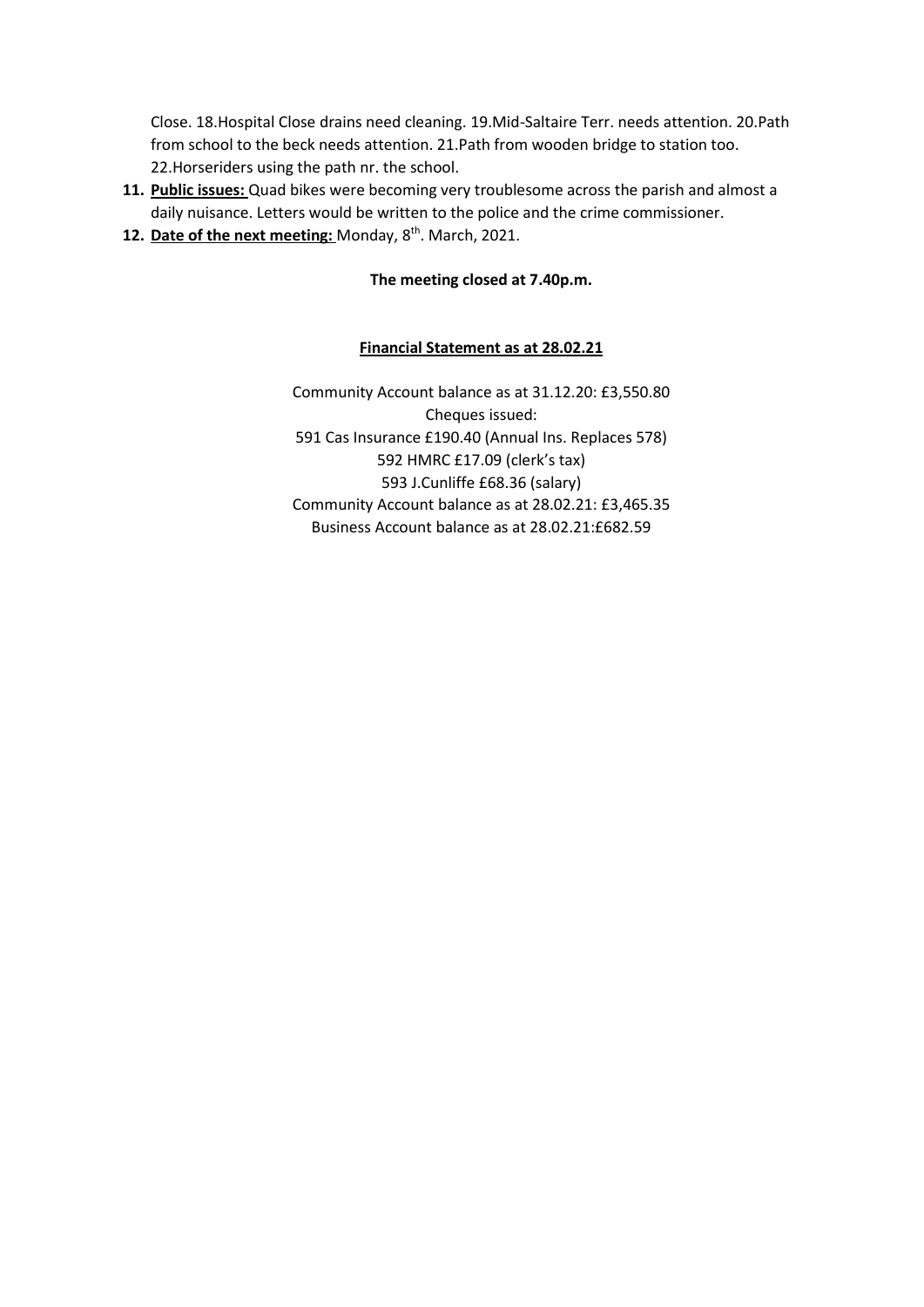Close. 18.Hospital Close drains need cleaning. 19.Mid-Saltaire Terr. needs attention. 20.Path from school to the beck needs attention. 21.Path from wooden bridge to station too. 22.Horseriders using the path nr. the school.

11. **Public issues:** Quad bikes were becoming very troublesome across the parish and almost a daily nuisance. Letters would be written to the police and the crime commissioner.
12. **Date of the next meeting:** Monday, 8th. March, 2021.

**The meeting closed at 7.40p.m.**

**Financial Statement as at 28.02.21**

Community Account balance as at 31.12.20: £3,550.80
Cheques issued:
591 Cas Insurance £190.40 (Annual Ins. Replaces 578)
592 HMRC £17.09 (clerk's tax)
593 J.Cunliffe £68.36 (salary)
Community Account balance as at 28.02.21: £3,465.35
Business Account balance as at 28.02.21:£682.59